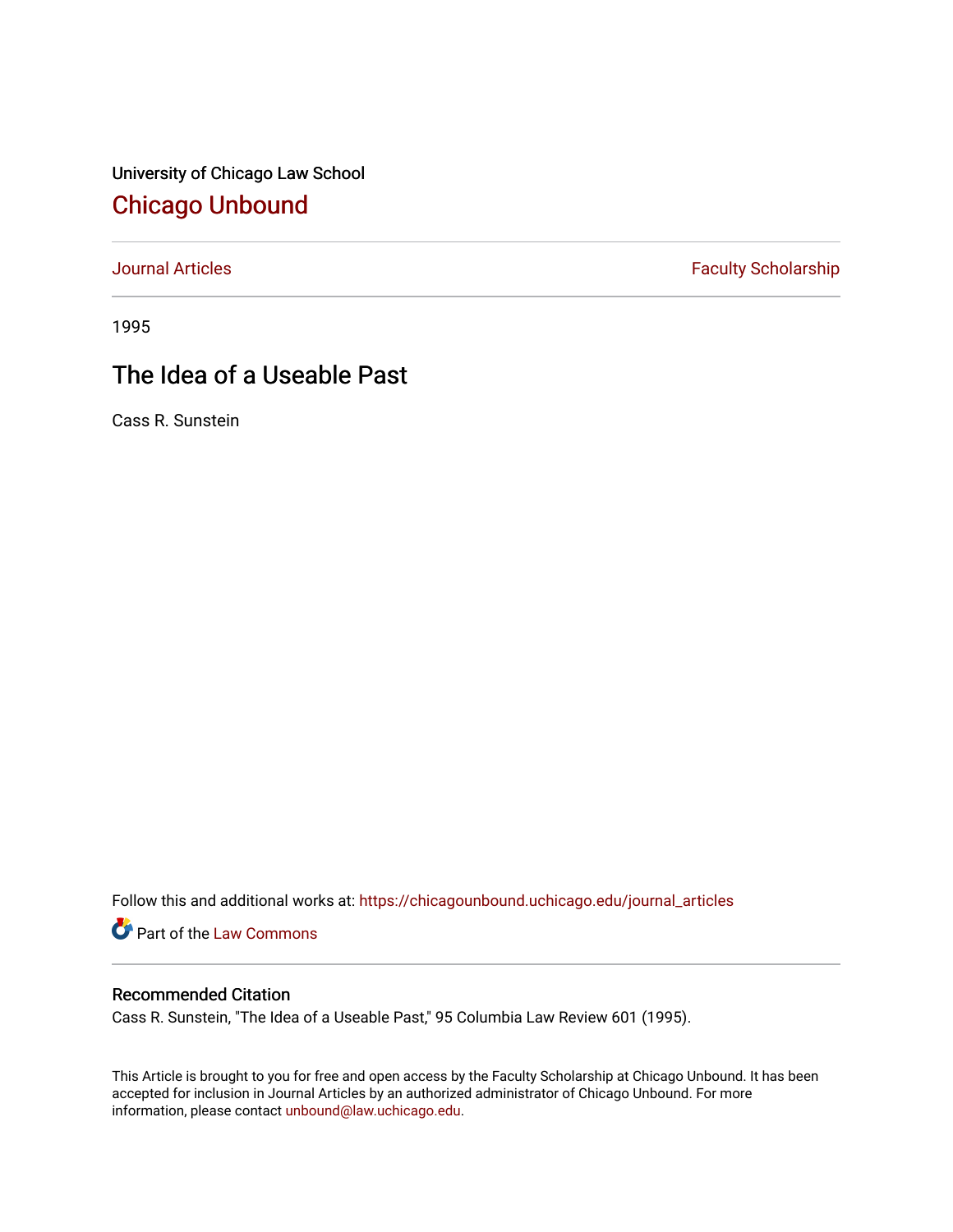University of Chicago Law School

## Chicago Unbound

Journal Articles | Faculty Scholarship

1995

# The Idea of a Useable Past

Cass R. Sunstein

Follow this and additional works at: https://chicagounbound.uchicago.edu/journal_articles

Part of the Law Commons

### Recommended Citation

Cass R. Sunstein, "The Idea of a Useable Past," 95 Columbia Law Review 601 (1995).

This Article is brought to you for free and open access by the Faculty Scholarship at Chicago Unbound. It has been accepted for inclusion in Journal Articles by an authorized administrator of Chicago Unbound. For more information, please contact unbound@law.uchicago.edu.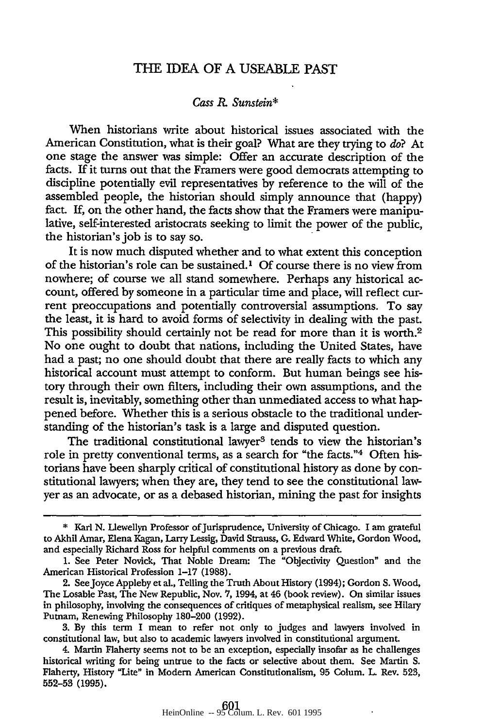# THE IDEA OF A USEABLE PAST

*Cass R. Sunstein**

When historians write about historical issues associated with the American Constitution, what is their goal? What are they trying to *do*? At one stage the answer was simple: Offer an accurate description of the facts. If it turns out that the Framers were good democrats attempting to discipline potentially evil representatives by reference to the will of the assembled people, the historian should simply announce that (happy) fact. If, on the other hand, the facts show that the Framers were manipulative, self-interested aristocrats seeking to limit the power of the public, the historian's job is to say so.

It is now much disputed whether and to what extent this conception of the historian's role can be sustained.[1] Of course there is no view from nowhere; of course we all stand somewhere. Perhaps any historical account, offered by someone in a particular time and place, will reflect current preoccupations and potentially controversial assumptions. To say the least, it is hard to avoid forms of selectivity in dealing with the past. This possibility should certainly not be read for more than it is worth.[2] No one ought to doubt that nations, including the United States, have had a past; no one should doubt that there are really facts to which any historical account must attempt to conform. But human beings see history through their own filters, including their own assumptions, and the result is, inevitably, something other than unmediated access to what happened before. Whether this is a serious obstacle to the traditional understanding of the historian's task is a large and disputed question.

The traditional constitutional lawyer[3] tends to view the historian's role in pretty conventional terms, as a search for "the facts."[4] Often historians have been sharply critical of constitutional history as done by constitutional lawyers; when they are, they tend to see the constitutional lawyer as an advocate, or as a debased historian, mining the past for insights

---

\* Karl N. Llewellyn Professor of Jurisprudence, University of Chicago. I am grateful to Akhil Amar, Elena Kagan, Larry Lessig, David Strauss, G. Edward White, Gordon Wood, and especially Richard Ross for helpful comments on a previous draft.

1. See Peter Novick, That Noble Dream: The "Objectivity Question" and the American Historical Profession 1–17 (1988).

2. See Joyce Appleby et al., Telling the Truth About History (1994); Gordon S. Wood, The Losable Past, The New Republic, Nov. 7, 1994, at 46 (book review). On similar issues in philosophy, involving the consequences of critiques of metaphysical realism, see Hilary Putnam, Renewing Philosophy 180–200 (1992).

3. By this term I mean to refer not only to judges and lawyers involved in constitutional law, but also to academic lawyers involved in constitutional argument.

4. Martin Flaherty seems not to be an exception, especially insofar as he challenges historical writing for being untrue to the facts or selective about them. See Martin S. Flaherty, History "Lite" in Modern American Constitutionalism, 95 Colum. L. Rev. 523, 552–53 (1995).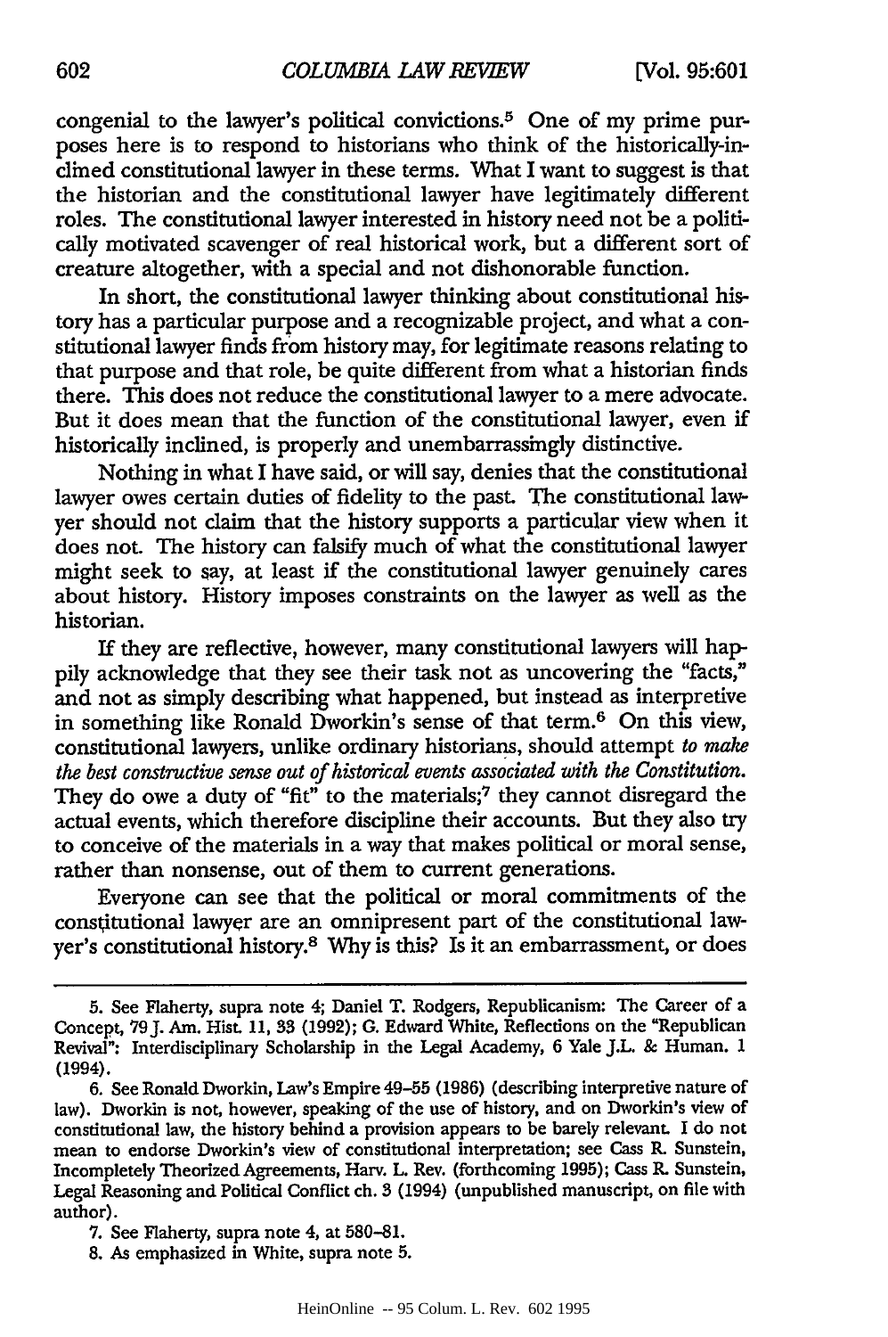congenial to the lawyer's political convictions.[5] One of my prime purposes here is to respond to historians who think of the historically-inclined constitutional lawyer in these terms. What I want to suggest is that the historian and the constitutional lawyer have legitimately different roles. The constitutional lawyer interested in history need not be a politically motivated scavenger of real historical work, but a different sort of creature altogether, with a special and not dishonorable function.

In short, the constitutional lawyer thinking about constitutional history has a particular purpose and a recognizable project, and what a constitutional lawyer finds from history may, for legitimate reasons relating to that purpose and that role, be quite different from what a historian finds there. This does not reduce the constitutional lawyer to a mere advocate. But it does mean that the function of the constitutional lawyer, even if historically inclined, is properly and unembarrassingly distinctive.

Nothing in what I have said, or will say, denies that the constitutional lawyer owes certain duties of fidelity to the past. The constitutional lawyer should not claim that the history supports a particular view when it does not. The history can falsify much of what the constitutional lawyer might seek to say, at least if the constitutional lawyer genuinely cares about history. History imposes constraints on the lawyer as well as the historian.

If they are reflective, however, many constitutional lawyers will happily acknowledge that they see their task not as uncovering the "facts," and not as simply describing what happened, but instead as interpretive in something like Ronald Dworkin's sense of that term.[6] On this view, constitutional lawyers, unlike ordinary historians, should attempt *to make the best constructive sense out of historical events associated with the Constitution.* They do owe a duty of "fit" to the materials;[7] they cannot disregard the actual events, which therefore discipline their accounts. But they also try to conceive of the materials in a way that makes political or moral sense, rather than nonsense, out of them to current generations.

Everyone can see that the political or moral commitments of the constitutional lawyer are an omnipresent part of the constitutional lawyer's constitutional history.[8] Why is this? Is it an embarrassment, or does

---

5. See Flaherty, supra note 4; Daniel T. Rodgers, Republicanism: The Career of a Concept, 79 J. Am. Hist. 11, 33 (1992); G. Edward White, Reflections on the "Republican Revival": Interdisciplinary Scholarship in the Legal Academy, 6 Yale J.L. & Human. 1 (1994).

6. See Ronald Dworkin, Law's Empire 49–55 (1986) (describing interpretive nature of law). Dworkin is not, however, speaking of the use of history, and on Dworkin's view of constitutional law, the history behind a provision appears to be barely relevant. I do not mean to endorse Dworkin's view of constitutional interpretation; see Cass R. Sunstein, Incompletely Theorized Agreements, Harv. L. Rev. (forthcoming 1995); Cass R. Sunstein, Legal Reasoning and Political Conflict ch. 3 (1994) (unpublished manuscript, on file with author).

7. See Flaherty, supra note 4, at 580–81.

8. As emphasized in White, supra note 5.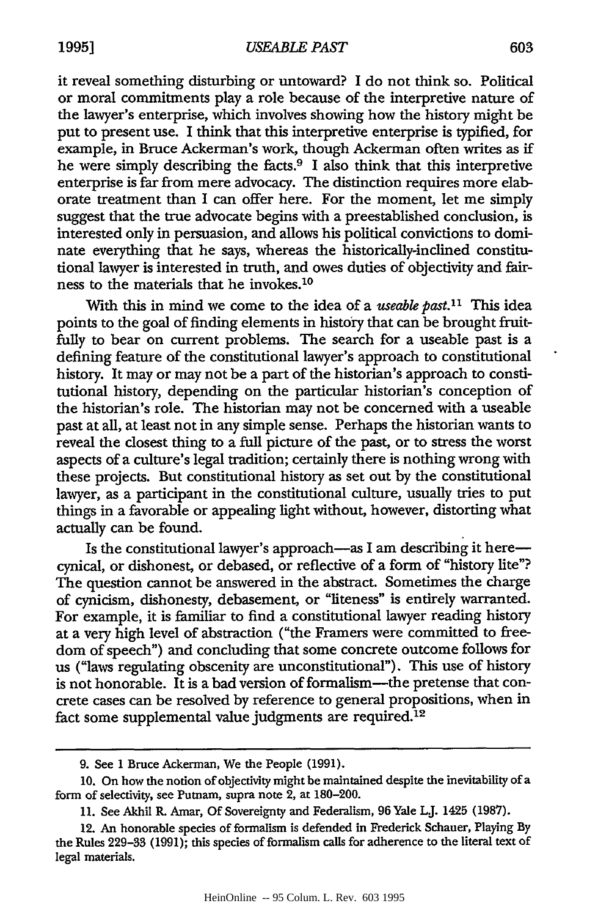it reveal something disturbing or untoward? I do not think so. Political or moral commitments play a role because of the interpretive nature of the lawyer's enterprise, which involves showing how the history might be put to present use. I think that this interpretive enterprise is typified, for example, in Bruce Ackerman's work, though Ackerman often writes as if he were simply describing the facts.[9] I also think that this interpretive enterprise is far from mere advocacy. The distinction requires more elaborate treatment than I can offer here. For the moment, let me simply suggest that the true advocate begins with a preestablished conclusion, is interested only in persuasion, and allows his political convictions to dominate everything that he says, whereas the historically-inclined constitutional lawyer is interested in truth, and owes duties of objectivity and fairness to the materials that he invokes.[10]

With this in mind we come to the idea of a *useable past*.[11] This idea points to the goal of finding elements in history that can be brought fruitfully to bear on current problems. The search for a useable past is a defining feature of the constitutional lawyer's approach to constitutional history. It may or may not be a part of the historian's approach to constitutional history, depending on the particular historian's conception of the historian's role. The historian may not be concerned with a useable past at all, at least not in any simple sense. Perhaps the historian wants to reveal the closest thing to a full picture of the past, or to stress the worst aspects of a culture's legal tradition; certainly there is nothing wrong with these projects. But constitutional history as set out by the constitutional lawyer, as a participant in the constitutional culture, usually tries to put things in a favorable or appealing light without, however, distorting what actually can be found.

Is the constitutional lawyer's approach—as I am describing it here—cynical, or dishonest, or debased, or reflective of a form of "history lite"? The question cannot be answered in the abstract. Sometimes the charge of cynicism, dishonesty, debasement, or "liteness" is entirely warranted. For example, it is familiar to find a constitutional lawyer reading history at a very high level of abstraction ("the Framers were committed to freedom of speech") and concluding that some concrete outcome follows for us ("laws regulating obscenity are unconstitutional"). This use of history is not honorable. It is a bad version of formalism—the pretense that concrete cases can be resolved by reference to general propositions, when in fact some supplemental value judgments are required.[12]

---

9. See 1 Bruce Ackerman, We the People (1991).

10. On how the notion of objectivity might be maintained despite the inevitability of a form of selectivity, see Putnam, supra note 2, at 180–200.

11. See Akhil R. Amar, Of Sovereignty and Federalism, 96 Yale L.J. 1425 (1987).

12. An honorable species of formalism is defended in Frederick Schauer, Playing By the Rules 229–33 (1991); this species of formalism calls for adherence to the literal text of legal materials.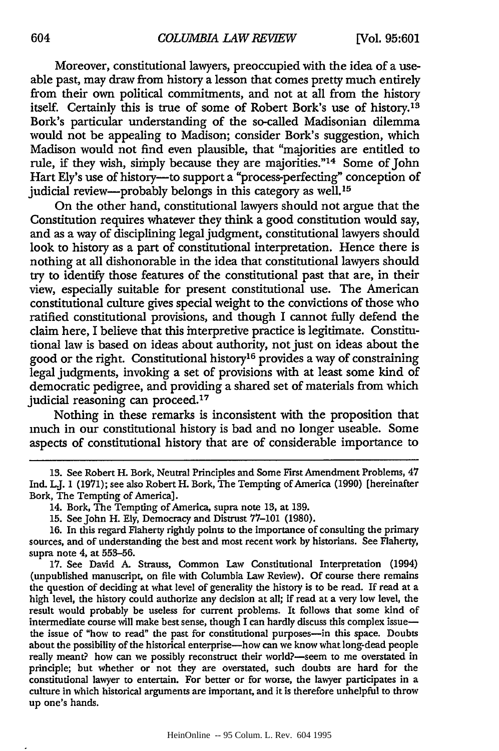Moreover, constitutional lawyers, preoccupied with the idea of a useable past, may draw from history a lesson that comes pretty much entirely from their own political commitments, and not at all from the history itself. Certainly this is true of some of Robert Bork's use of history.[13] Bork's particular understanding of the so-called Madisonian dilemma would not be appealing to Madison; consider Bork's suggestion, which Madison would not find even plausible, that "majorities are entitled to rule, if they wish, simply because they are majorities."[14] Some of John Hart Ely's use of history—to support a "process-perfecting" conception of judicial review—probably belongs in this category as well.[15]

On the other hand, constitutional lawyers should not argue that the Constitution requires whatever they think a good constitution would say, and as a way of disciplining legal judgment, constitutional lawyers should look to history as a part of constitutional interpretation. Hence there is nothing at all dishonorable in the idea that constitutional lawyers should try to identify those features of the constitutional past that are, in their view, especially suitable for present constitutional use. The American constitutional culture gives special weight to the convictions of those who ratified constitutional provisions, and though I cannot fully defend the claim here, I believe that this interpretive practice is legitimate. Constitutional law is based on ideas about authority, not just on ideas about the good or the right. Constitutional history[16] provides a way of constraining legal judgments, invoking a set of provisions with at least some kind of democratic pedigree, and providing a shared set of materials from which judicial reasoning can proceed.[17]

Nothing in these remarks is inconsistent with the proposition that much in our constitutional history is bad and no longer useable. Some aspects of constitutional history that are of considerable importance to

---

13. See Robert H. Bork, Neutral Principles and Some First Amendment Problems, 47 Ind. L.J. 1 (1971); see also Robert H. Bork, The Tempting of America (1990) [hereinafter Bork, The Tempting of America].

14. Bork, The Tempting of America, supra note 13, at 139.

15. See John H. Ely, Democracy and Distrust 77–101 (1980).

16. In this regard Flaherty rightly points to the importance of consulting the primary sources, and of understanding the best and most recent work by historians. See Flaherty, supra note 4, at 553–56.

17. See David A. Strauss, Common Law Constitutional Interpretation (1994) (unpublished manuscript, on file with Columbia Law Review). Of course there remains the question of deciding at what level of generality the history is to be read. If read at a high level, the history could authorize any decision at all; if read at a very low level, the result would probably be useless for current problems. It follows that some kind of intermediate course will make best sense, though I can hardly discuss this complex issue—the issue of "how to read" the past for constitutional purposes—in this space. Doubts about the possibility of the historical enterprise—how can we know what long-dead people really meant? how can we possibly reconstruct their world?—seem to me overstated in principle; but whether or not they are overstated, such doubts are hard for the constitutional lawyer to entertain. For better or for worse, the lawyer participates in a culture in which historical arguments are important, and it is therefore unhelpful to throw up one's hands.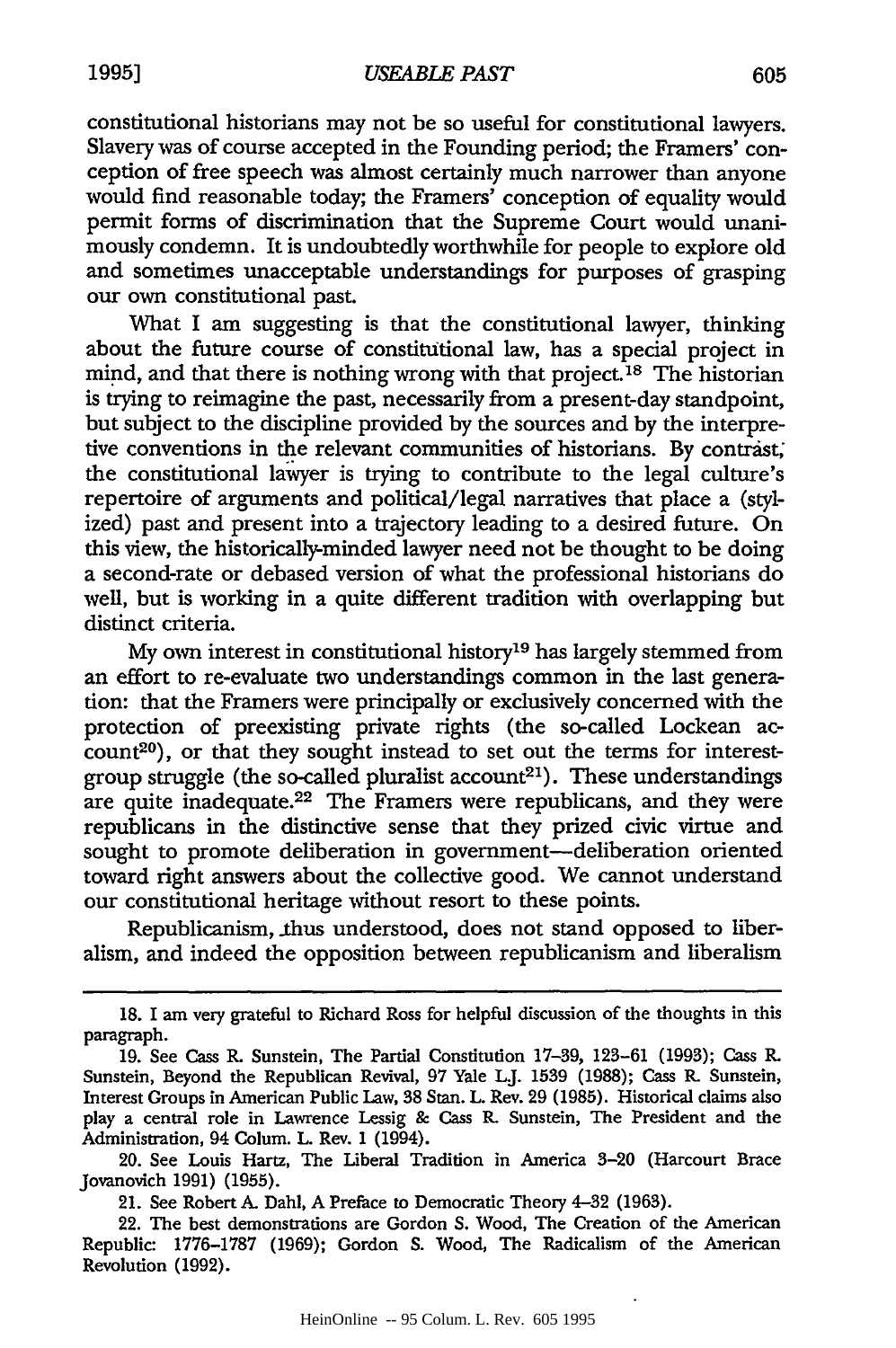constitutional historians may not be so useful for constitutional lawyers. Slavery was of course accepted in the Founding period; the Framers' conception of free speech was almost certainly much narrower than anyone would find reasonable today; the Framers' conception of equality would permit forms of discrimination that the Supreme Court would unanimously condemn. It is undoubtedly worthwhile for people to explore old and sometimes unacceptable understandings for purposes of grasping our own constitutional past.

What I am suggesting is that the constitutional lawyer, thinking about the future course of constitutional law, has a special project in mind, and that there is nothing wrong with that project.[18] The historian is trying to reimagine the past, necessarily from a present-day standpoint, but subject to the discipline provided by the sources and by the interpretive conventions in the relevant communities of historians. By contrast, the constitutional lawyer is trying to contribute to the legal culture's repertoire of arguments and political/legal narratives that place a (stylized) past and present into a trajectory leading to a desired future. On this view, the historically-minded lawyer need not be thought to be doing a second-rate or debased version of what the professional historians do well, but is working in a quite different tradition with overlapping but distinct criteria.

My own interest in constitutional history[19] has largely stemmed from an effort to re-evaluate two understandings common in the last generation: that the Framers were principally or exclusively concerned with the protection of preexisting private rights (the so-called Lockean account[20]), or that they sought instead to set out the terms for interest-group struggle (the so-called pluralist account[21]). These understandings are quite inadequate.[22] The Framers were republicans, and they were republicans in the distinctive sense that they prized civic virtue and sought to promote deliberation in government—deliberation oriented toward right answers about the collective good. We cannot understand our constitutional heritage without resort to these points.

Republicanism, thus understood, does not stand opposed to liberalism, and indeed the opposition between republicanism and liberalism

---

18. I am very grateful to Richard Ross for helpful discussion of the thoughts in this paragraph.

19. See Cass R. Sunstein, The Partial Constitution 17–39, 123–61 (1993); Cass R. Sunstein, Beyond the Republican Revival, 97 Yale L.J. 1539 (1988); Cass R. Sunstein, Interest Groups in American Public Law, 38 Stan. L. Rev. 29 (1985). Historical claims also play a central role in Lawrence Lessig & Cass R. Sunstein, The President and the Administration, 94 Colum. L. Rev. 1 (1994).

20. See Louis Hartz, The Liberal Tradition in America 3–20 (Harcourt Brace Jovanovich 1991) (1955).

21. See Robert A. Dahl, A Preface to Democratic Theory 4–32 (1963).

22. The best demonstrations are Gordon S. Wood, The Creation of the American Republic: 1776–1787 (1969); Gordon S. Wood, The Radicalism of the American Revolution (1992).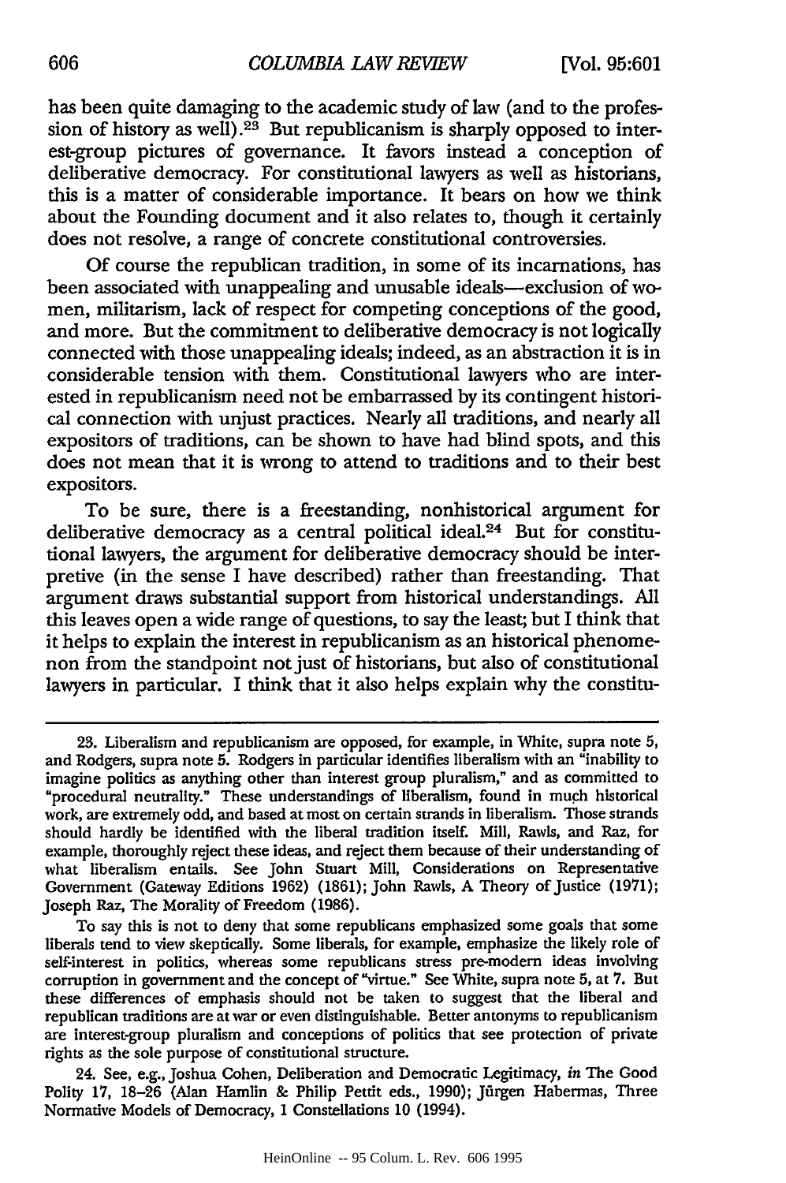has been quite damaging to the academic study of law (and to the profession of history as well).[23] But republicanism is sharply opposed to interest-group pictures of governance. It favors instead a conception of deliberative democracy. For constitutional lawyers as well as historians, this is a matter of considerable importance. It bears on how we think about the Founding document and it also relates to, though it certainly does not resolve, a range of concrete constitutional controversies.

Of course the republican tradition, in some of its incarnations, has been associated with unappealing and unusable ideals—exclusion of women, militarism, lack of respect for competing conceptions of the good, and more. But the commitment to deliberative democracy is not logically connected with those unappealing ideals; indeed, as an abstraction it is in considerable tension with them. Constitutional lawyers who are interested in republicanism need not be embarrassed by its contingent historical connection with unjust practices. Nearly all traditions, and nearly all expositors of traditions, can be shown to have had blind spots, and this does not mean that it is wrong to attend to traditions and to their best expositors.

To be sure, there is a freestanding, nonhistorical argument for deliberative democracy as a central political ideal.[24] But for constitutional lawyers, the argument for deliberative democracy should be interpretive (in the sense I have described) rather than freestanding. That argument draws substantial support from historical understandings. All this leaves open a wide range of questions, to say the least; but I think that it helps to explain the interest in republicanism as an historical phenomenon from the standpoint not just of historians, but also of constitutional lawyers in particular. I think that it also helps explain why the constitu-

---

23. Liberalism and republicanism are opposed, for example, in White, supra note 5, and Rodgers, supra note 5. Rodgers in particular identifies liberalism with an "inability to imagine politics as anything other than interest group pluralism," and as committed to "procedural neutrality." These understandings of liberalism, found in much historical work, are extremely odd, and based at most on certain strands in liberalism. Those strands should hardly be identified with the liberal tradition itself. Mill, Rawls, and Raz, for example, thoroughly reject these ideas, and reject them because of their understanding of what liberalism entails. See John Stuart Mill, Considerations on Representative Government (Gateway Editions 1962) (1861); John Rawls, A Theory of Justice (1971); Joseph Raz, The Morality of Freedom (1986).

To say this is not to deny that some republicans emphasized some goals that some liberals tend to view skeptically. Some liberals, for example, emphasize the likely role of self-interest in politics, whereas some republicans stress pre-modern ideas involving corruption in government and the concept of "virtue." See White, supra note 5, at 7. But these differences of emphasis should not be taken to suggest that the liberal and republican traditions are at war or even distinguishable. Better antonyms to republicanism are interest-group pluralism and conceptions of politics that see protection of private rights as the sole purpose of constitutional structure.

24. See, e.g., Joshua Cohen, Deliberation and Democratic Legitimacy, *in* The Good Polity 17, 18–26 (Alan Hamlin & Philip Pettit eds., 1990); Jürgen Habermas, Three Normative Models of Democracy, 1 Constellations 10 (1994).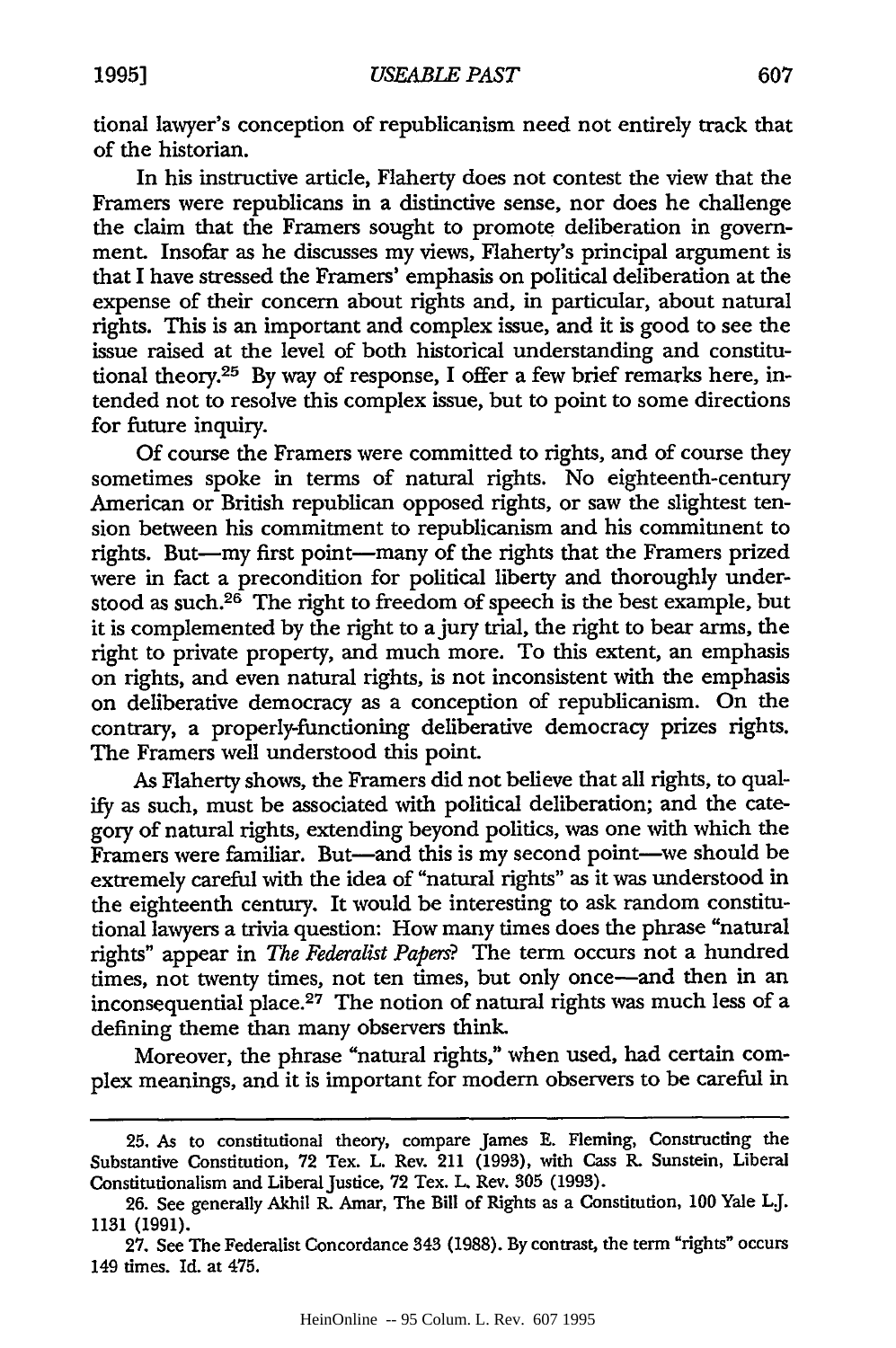tional lawyer's conception of republicanism need not entirely track that of the historian.

In his instructive article, Flaherty does not contest the view that the Framers were republicans in a distinctive sense, nor does he challenge the claim that the Framers sought to promote deliberation in government. Insofar as he discusses my views, Flaherty's principal argument is that I have stressed the Framers' emphasis on political deliberation at the expense of their concern about rights and, in particular, about natural rights. This is an important and complex issue, and it is good to see the issue raised at the level of both historical understanding and constitutional theory.[25] By way of response, I offer a few brief remarks here, intended not to resolve this complex issue, but to point to some directions for future inquiry.

Of course the Framers were committed to rights, and of course they sometimes spoke in terms of natural rights. No eighteenth-century American or British republican opposed rights, or saw the slightest tension between his commitment to republicanism and his commitment to rights. But—my first point—many of the rights that the Framers prized were in fact a precondition for political liberty and thoroughly understood as such.[26] The right to freedom of speech is the best example, but it is complemented by the right to a jury trial, the right to bear arms, the right to private property, and much more. To this extent, an emphasis on rights, and even natural rights, is not inconsistent with the emphasis on deliberative democracy as a conception of republicanism. On the contrary, a properly-functioning deliberative democracy prizes rights. The Framers well understood this point.

As Flaherty shows, the Framers did not believe that all rights, to qualify as such, must be associated with political deliberation; and the category of natural rights, extending beyond politics, was one with which the Framers were familiar. But—and this is my second point—we should be extremely careful with the idea of "natural rights" as it was understood in the eighteenth century. It would be interesting to ask random constitutional lawyers a trivia question: How many times does the phrase "natural rights" appear in *The Federalist Papers*? The term occurs not a hundred times, not twenty times, not ten times, but only once—and then in an inconsequential place.[27] The notion of natural rights was much less of a defining theme than many observers think.

Moreover, the phrase "natural rights," when used, had certain complex meanings, and it is important for modern observers to be careful in

---

25. As to constitutional theory, compare James E. Fleming, Constructing the Substantive Constitution, 72 Tex. L. Rev. 211 (1993), with Cass R. Sunstein, Liberal Constitutionalism and Liberal Justice, 72 Tex. L. Rev. 305 (1993).

26. See generally Akhil R. Amar, The Bill of Rights as a Constitution, 100 Yale L.J. 1131 (1991).

27. See The Federalist Concordance 343 (1988). By contrast, the term "rights" occurs 149 times. Id. at 475.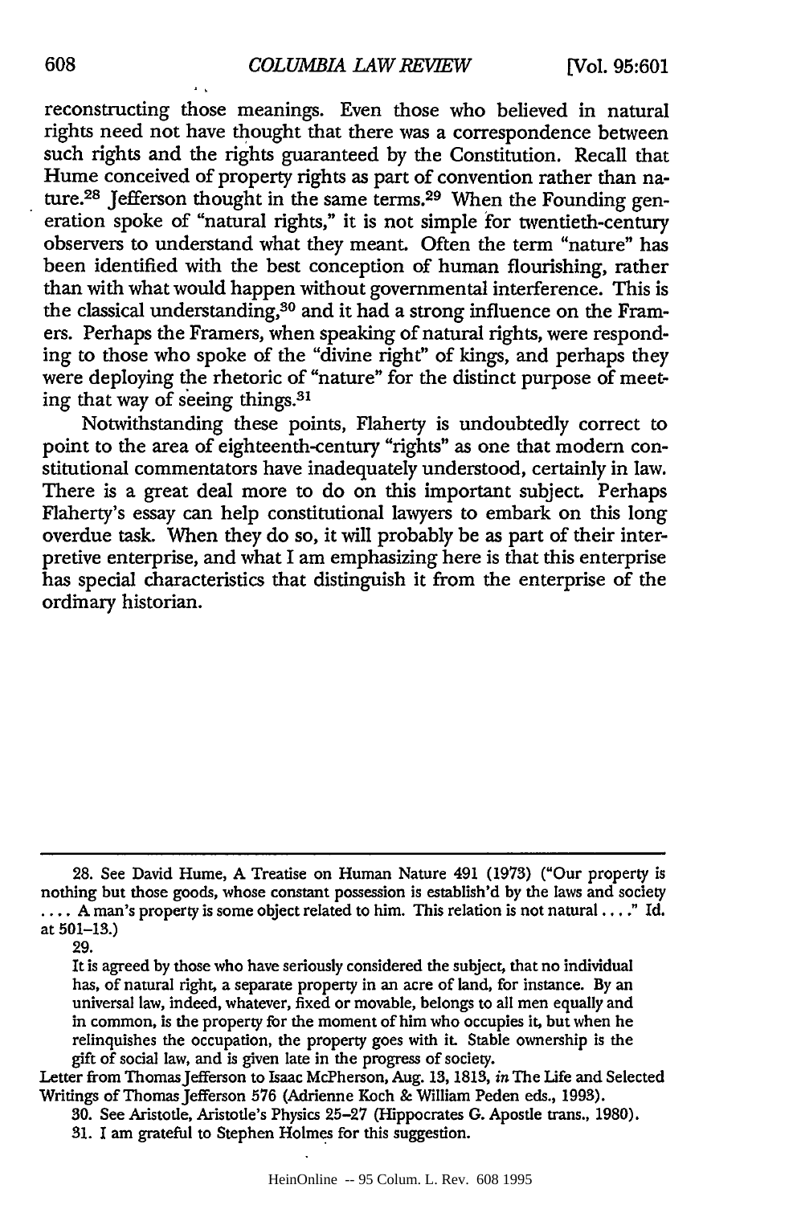reconstructing those meanings. Even those who believed in natural rights need not have thought that there was a correspondence between such rights and the rights guaranteed by the Constitution. Recall that Hume conceived of property rights as part of convention rather than nature.[28] Jefferson thought in the same terms.[29] When the Founding generation spoke of "natural rights," it is not simple for twentieth-century observers to understand what they meant. Often the term "nature" has been identified with the best conception of human flourishing, rather than with what would happen without governmental interference. This is the classical understanding,[30] and it had a strong influence on the Framers. Perhaps the Framers, when speaking of natural rights, were responding to those who spoke of the "divine right" of kings, and perhaps they were deploying the rhetoric of "nature" for the distinct purpose of meeting that way of seeing things.[31]

Notwithstanding these points, Flaherty is undoubtedly correct to point to the area of eighteenth-century "rights" as one that modern constitutional commentators have inadequately understood, certainly in law. There is a great deal more to do on this important subject. Perhaps Flaherty's essay can help constitutional lawyers to embark on this long overdue task. When they do so, it will probably be as part of their interpretive enterprise, and what I am emphasizing here is that this enterprise has special characteristics that distinguish it from the enterprise of the ordinary historian.

---

28. See David Hume, A Treatise on Human Nature 491 (1973) ("Our property is nothing but those goods, whose constant possession is establish'd by the laws and society .... A man's property is some object related to him. This relation is not natural ...." Id. at 501–13.)

29.

> It is agreed by those who have seriously considered the subject, that no individual has, of natural right, a separate property in an acre of land, for instance. By an universal law, indeed, whatever, fixed or movable, belongs to all men equally and in common, is the property for the moment of him who occupies it, but when he relinquishes the occupation, the property goes with it. Stable ownership is the gift of social law, and is given late in the progress of society.

Letter from Thomas Jefferson to Isaac McPherson, Aug. 13, 1813, *in* The Life and Selected Writings of Thomas Jefferson 576 (Adrienne Koch & William Peden eds., 1993).

30. See Aristotle, Aristotle's Physics 25–27 (Hippocrates G. Apostle trans., 1980).

31. I am grateful to Stephen Holmes for this suggestion.